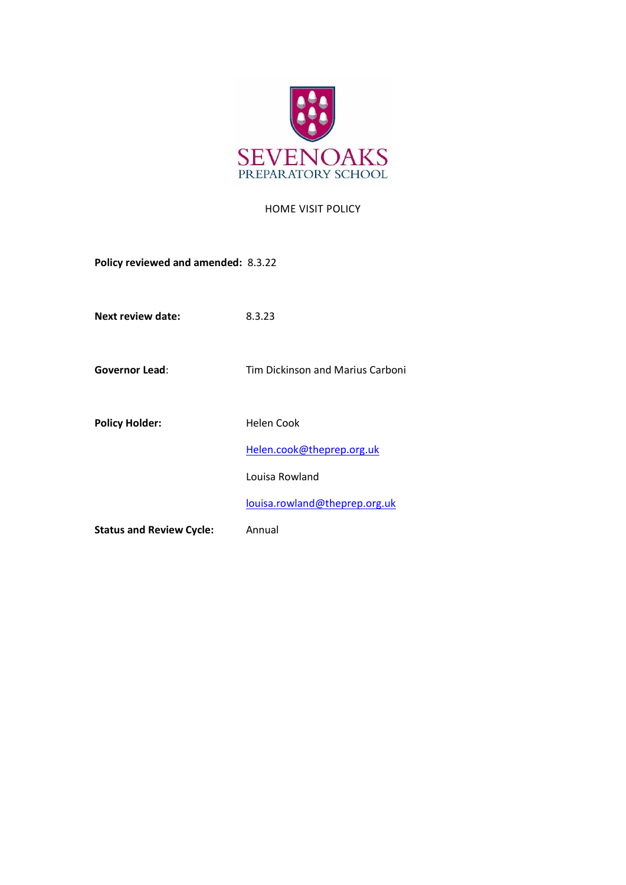SEVENOAKS PREPARATORY SCHOOL

# HOME VISIT POLICY

**Policy reviewed and amended:** 8.3.22

**Next review date:** 8.3.23

**Governor Lead**: Tim Dickinson and Marius Carboni

**Policy Holder:** Helen Cook

Helen.cook@theprep.org.uk

Louisa Rowland

louisa.rowland@theprep.org.uk

**Status and Review Cycle:** Annual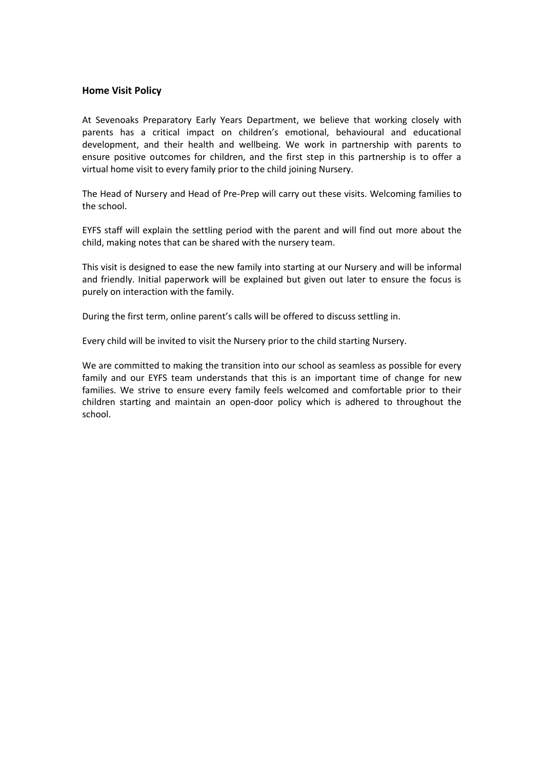**Home Visit Policy**

At Sevenoaks Preparatory Early Years Department, we believe that working closely with parents has a critical impact on children's emotional, behavioural and educational development, and their health and wellbeing. We work in partnership with parents to ensure positive outcomes for children, and the first step in this partnership is to offer a virtual home visit to every family prior to the child joining Nursery.

The Head of Nursery and Head of Pre-Prep will carry out these visits. Welcoming families to the school.

EYFS staff will explain the settling period with the parent and will find out more about the child, making notes that can be shared with the nursery team.

This visit is designed to ease the new family into starting at our Nursery and will be informal and friendly. Initial paperwork will be explained but given out later to ensure the focus is purely on interaction with the family.

During the first term, online parent's calls will be offered to discuss settling in.

Every child will be invited to visit the Nursery prior to the child starting Nursery.

We are committed to making the transition into our school as seamless as possible for every family and our EYFS team understands that this is an important time of change for new families. We strive to ensure every family feels welcomed and comfortable prior to their children starting and maintain an open-door policy which is adhered to throughout the school.